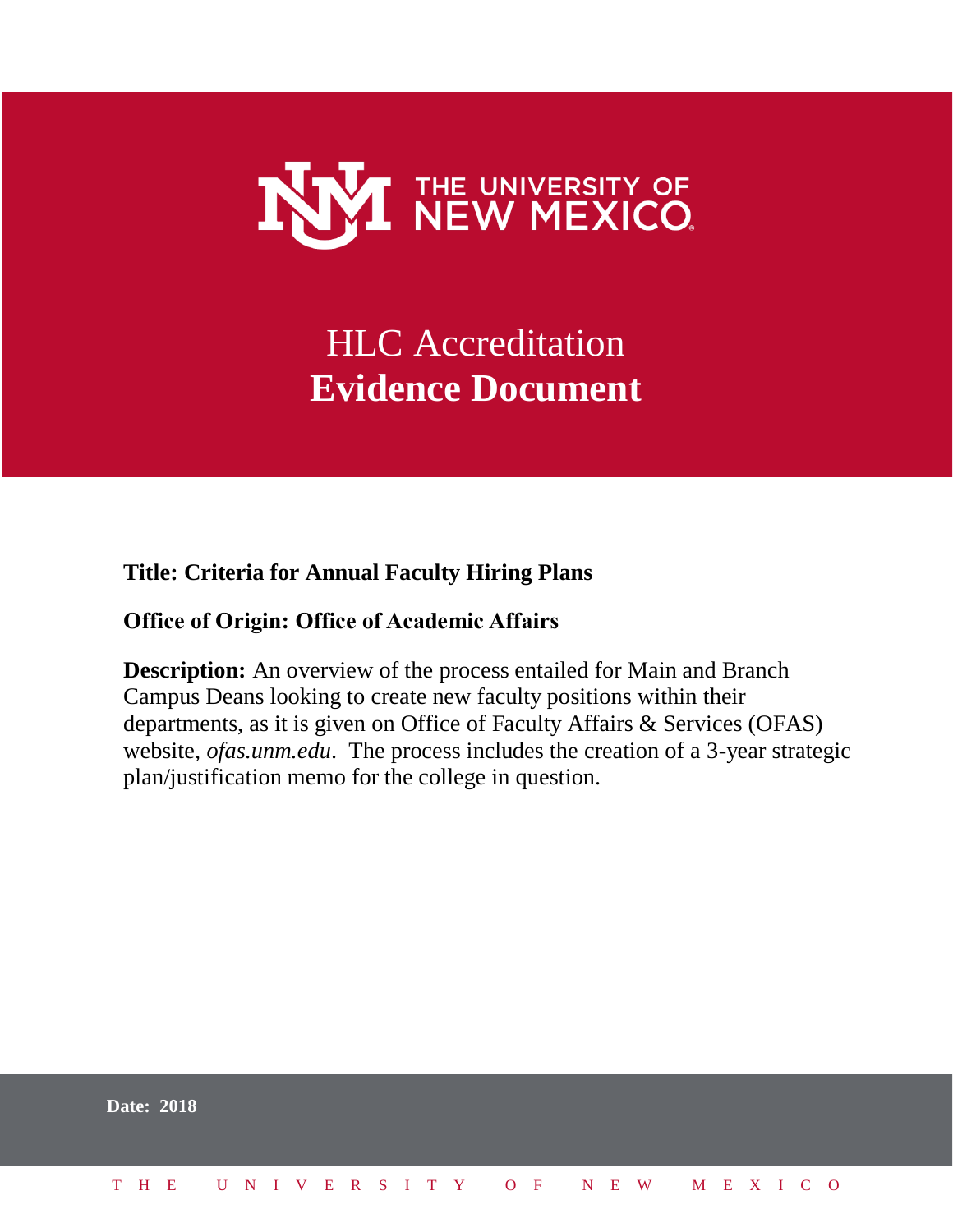THE UNIVERSITY OF NEW MEXICO

# HLC Accreditation
# **Evidence Document**

**Title: Criteria for Annual Faculty Hiring Plans**

**Office of Origin: Office of Academic Affairs**

**Description:** An overview of the process entailed for Main and Branch Campus Deans looking to create new faculty positions within their departments, as it is given on Office of Faculty Affairs & Services (OFAS) website, *ofas.unm.edu*. The process includes the creation of a 3-year strategic plan/justification memo for the college in question.

**Date: 2018**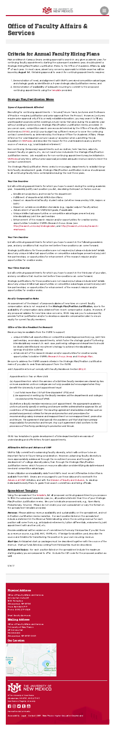# Office of Faculty Affairs & Services

## Criteria for Annual Faculty Hiring Plans

Main and Branch Campus Deans seeking approval to search in any given academic year, for continuing faculty appointments starting the subsequent academic year, should submit a Strategic Hiring Plan/Position Justification Memo to the Office of Academic Affairs by July 1st of each year. In most cases, absent any concerns, approvals to initiate searches will be issued by August 1st. Obtaining approval to search for continuing appointments requires:

1. Demonstration of need, and alignment with UNM's perceived competitive advantages and strategic goals as identified in a 3-year strategic plan/justification memo; and
2. Demonstration of availability of adequate recurring funds to commit to the proposed continuing appointments using the template provided.

### Strategic Plan/Justification Memo

#### Types of Appointments Affected

Recruiting for continuing appointments — tenured/tenure track, Lecturers and Professors of Practice -requires justification and prior approval from the Provost. However, Lecturers require prior approval only if it is a newly established position; you may search to fill any unanticipated vacancies within existing Lecturer ranks that arise during the academic year without seeking to amend your Strategic Plan/Position Justification memo, provided: (1) you use an open, competitive search process as determined by the Office of Faculty Affairs and Services (OFAS), and (2) your budget has sufficient revenue to cover the continuing contract commitments as determined by the Finance Officer for Academic Affairs. Please reference the "Unanticipated Lecturer vacancy" exception when submitting the job requisition in UNMJobs and describe the reason for the unanticipated vacancy and the source of revenue, e.g., "unanticipated retirement."

Non-continuing (temporary) appointments such as visitors, term teachers, adjuncts, research faculty on grants, etc., do not need to be included in the Strategic Plan/Position Justification memo. Job requisitions for non-continuing appointments may be initiated in UNMJobs at any time, without prior approval, provided adequate revenue exists to meet the contract commitment.

The Strategic Plan/Justification Memo serves to encourage departments to establish long-term faculty development goals. Strategic Plan/Position Justification memos should speak to all continuing faculty hires contemplated during the next three years.

#### Year One Searches

List all continuing appointments for which you hope to search during the coming academic year. Separately justify each position you list, describing its impact on factors such as:

- Enrollment projections and trends for the department
- Fulfillment of departmental AA/EEO/Action Plans
- Impact on departmental faculty: student ratios (whether measured by SCH, majors or both)
- Impact on outside accreditation standards e.g., regular: adjunct faculty ratios)
- Advancement of specific UNM2020 goals, if applicable
- Unique intellectual opportunities or competitive advantages presented any interdisciplinary joint hire partnerships
- Enhancement of the research mission and/or opportunities for creative works; opportunities to bolster OVPR's Research Focus Areas; (see http://research.unm.edu/strategicplan, and http://research.unm.edu/research-emphases).

#### Year Two Searches

List all continuing appointments for which you hope to search in the following academic year, and any conditions that must be met before these positions can come forward.

Strategic justifications for these positions are not required, but please include brief details about any unique intellectual opportunities or competitive advantages presented any joint hire partnerships; or opportunities for enhancement of the research mission and/or opportunities for creative works.

#### Year Three Searches

List all continuing appointments for which you hope to search in the third year of your plan, and any conditions that must be met before these positions can come forward.

Strategic justifications for these positions are not required, but please include brief details about any unique intellectual opportunities or competitive advantages presented any joint hire partnerships; or opportunities for enhancement of the research mission and/or opportunities for creative works.

#### Faculty Compensation Rates

An assessment of the impact of proposed salaries of new hires on current faculty compensation rates is not required in the Strategic Plan/Position Justification, due to the availability of compensation data obtained from recent compensation studies. However, if any proposed salaries for new hires raise concerns, OFAS may ask you to subsequently provide further justification and/or to develop a separate compensation plan to ensure equity for current faculty members.

#### Office of the Vice President for Research

Revenue may be available from the OVPR to support:

- unique intellectual opportunities or competitive advantages presented, e.g., joint hire partnerships, secondary appointments, which foster the strategic goal of furthering interdisciplinary research. In such case, partnering colleges and departments should be clearly identified and recruitment strategy to achieve interdisciplinary synergy should be outlined.
- enhancement of the research mission and/or opportunities for creative works; opportunities to bolster OVPR's Research Focus Areas and Strategic Plan.

Be sure to address the OVPR's award criteria in the Strategic Plan/Position Justification memo if you plan to seek financial support from the OVPR.

Joint Appointments must comply with Faculty Handbook Section B1.2.3:

> *Appointments in Two or More Units*
>
> *(a) Appointments in which the services of a full-time faculty member are shared by two or more academic units or colleges are not only possible but encouraged when they benefit the University. A joint appointment must:*
>
> 1. *not total more than 1.0 full-time equivalent (FTE) and*
> 2. *be approved in writing by the faculty member, all the departments and colleges involved and the Provost/EVPAA.*
>
> *(b) Before a faculty member receives a joint appointment, the appropriate academic units must jointly specify in writing and in one written understanding (a memorandum of understanding or "MOU") all the conditions of the appointment. The resulting agreement shall address matters such as probationary period, criteria for tenure and promotion and procedures for recommending salary increases and reappointment or non-reappointment, promotion and tenure. The agreement shall specify the academic unit that shall have primary responsibility for promotion and tenure. Any such agreement shall conform to the provisions of this Policy pertaining to promotion and tenure.*

OFAS has templates to guide development of interdepartmental memoranda of understanding and offer letters for joint appointments.

#### Affirmative Action and Advance at UNM

UNM is fully committed to advancing faculty diversity, which will continue to be an important factor in future hiring considerations. However, advancing faculty diversity is more appropriately addressed through the recruitment process and through the development of college diversity plans, than through the Strategic Plan/Position Justification memo, which focuses on resource allocation and identifying departmental need and competitive advantages.

Under-utilization and availability data from UNM's most recent Affirmative Action Plan is available from OEO. Deans are encouraged to use these data and to work with the Advance at UNM initiative, and with the Division of Equity and Inclusion, to develop individualized faculty plans to guide their search committees and hiring officials.

### Spreadsheet Template

Using the spreadsheet the template, list all proposed continuing appointments you propose to fill in the subsequent academic year, i.e., all positions listed in Year One of your Strategic Plan/Position Justification memo. Be sure to indicate proposed rank, e.g., Open Rank, Probationary, Tenured. Please do not create your own spreadsheet or vary the format on the spreadsheet template provided.

*Revenue:* Please address revenue availability and sustainability on the spreadsheet, and not in Position Justification memo narrative. For each position listed on the spreadsheet include a statement in the Revenue field indicating where the recurring revenue for each position will come from, e.g., anticipated retirements, tuition differentials, endowments, joint appointment with another unit, etc.

Provide additional written evidence of commitments from any third parties if you list them as a revenue source, e.g., DM, HSC, OVPR, etc. If bridge funds will be used, describe the source and timeline for transitioning the position to your own recurring revenue.

*Start Up:* Anticipated start up packages must be described together with the source of the revenue. Start-up funds listed as coming from third parties must be documented.

*Anticipated Salary:* For each position listed on the spreadsheet include the maximum starting salary you are prepared to offer. Include the CIP code for the proposed position as well.

5/16/17

**Physical Address**

Office of Faculty Affairs and Services
Scholes Hall, Suite 211
1800 Roma Ave
Albuquerque, NM 87106
Hours: 8am-5pm M-F
Phone: (505) 277-6325

Email: faculty@unm.edu

**Mailing Address**

Office of Faculty Affairs and Services
University of New Mexico
221 Scholes Hall
MSC05 3400
Albuquerque, NM 87131-0001

**Our Location**

THE UNIVERSITY OF NEW MEXICO

© The University of New Mexico
Albuquerque, NM 87131, (505) 277-0111
New Mexico's Flagship University

more at social.unm.edu

Accessibility Legal Contact UNM New Mexico Higher Education Dashboard